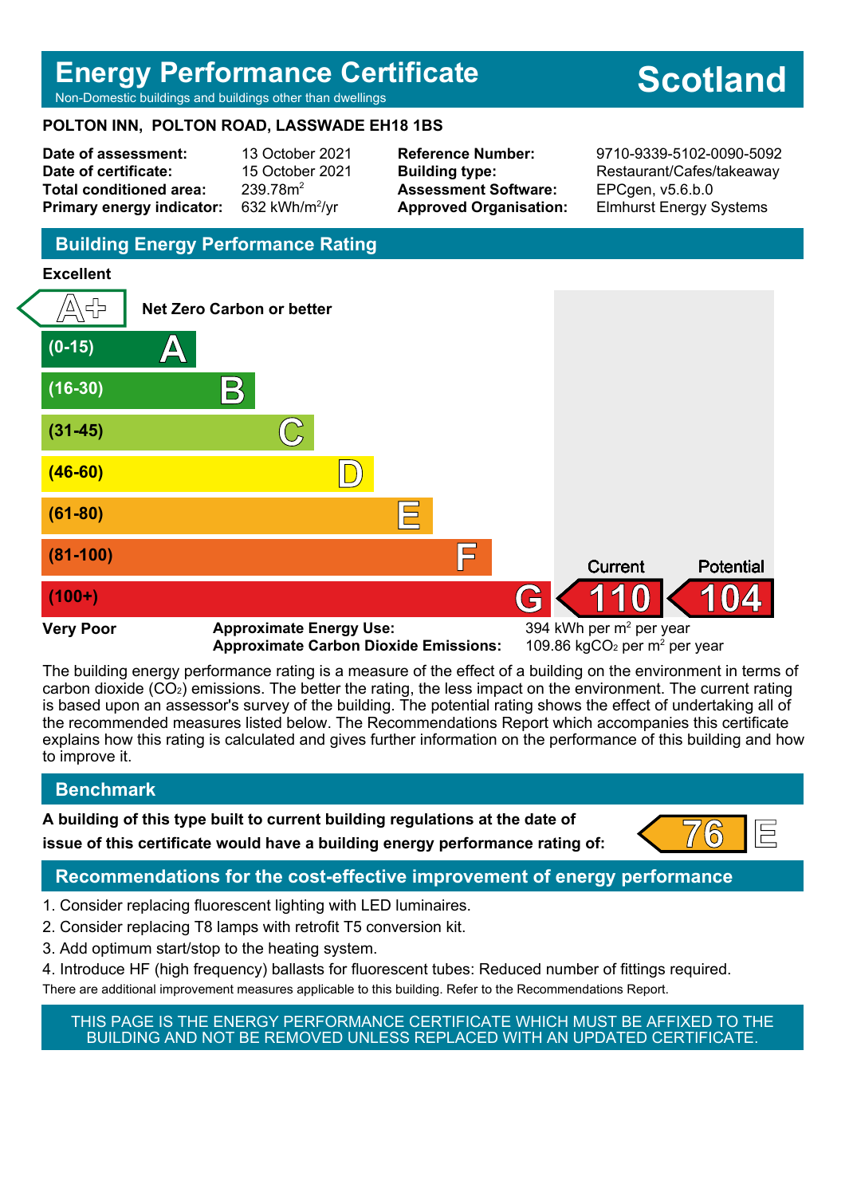# Energy Performance Certificate

Non-Domestic buildings and buildings other than dwellings

**Scotland**

**POLTON INN, POLTON ROAD, LASSWADE EH18 1BS**

| | | | |
|---|---|---|---|
| **Date of assessment:** | 13 October 2021 | **Reference Number:** | 9710-9339-5102-0090-5092 |
| **Date of certificate:** | 15 October 2021 | **Building type:** | Restaurant/Cafes/takeaway |
| **Total conditioned area:** | 239.78m$^2$ | **Assessment Software:** | EPCgen, v5.6.b.0 |
| **Primary energy indicator:** | 632 kWh/m$^2$/yr | **Approved Organisation:** | Elmhurst Energy Systems |

## Building Energy Performance Rating

**Excellent**

| Rating | Band |
|---|---|
| A+ | Net Zero Carbon or better |
| A | (0-15) |
| B | (16-30) |
| C | (31-45) |
| D | (46-60) |
| E | (61-80) |
| F | (81-100) |
| G | (100+) |

**Very Poor**

| | Current | Potential |
|---|---|---|
| Rating | G 110 | G 104 |

**Approximate Energy Use:** 394 kWh per m$^2$ per year

**Approximate Carbon Dioxide Emissions:** 109.86 kg$CO_2$ per m$^2$ per year

The building energy performance rating is a measure of the effect of a building on the environment in terms of carbon dioxide ($CO_2$) emissions. The better the rating, the less impact on the environment. The current rating is based upon an assessor's survey of the building. The potential rating shows the effect of undertaking all of the recommended measures listed below. The Recommendations Report which accompanies this certificate explains how this rating is calculated and gives further information on the performance of this building and how to improve it.

## Benchmark

**A building of this type built to current building regulations at the date of issue of this certificate would have a building energy performance rating of:** 76 E

## Recommendations for the cost-effective improvement of energy performance

1. Consider replacing fluorescent lighting with LED luminaires.
2. Consider replacing T8 lamps with retrofit T5 conversion kit.
3. Add optimum start/stop to the heating system.
4. Introduce HF (high frequency) ballasts for fluorescent tubes: Reduced number of fittings required.

There are additional improvement measures applicable to this building. Refer to the Recommendations Report.

THIS PAGE IS THE ENERGY PERFORMANCE CERTIFICATE WHICH MUST BE AFFIXED TO THE BUILDING AND NOT BE REMOVED UNLESS REPLACED WITH AN UPDATED CERTIFICATE.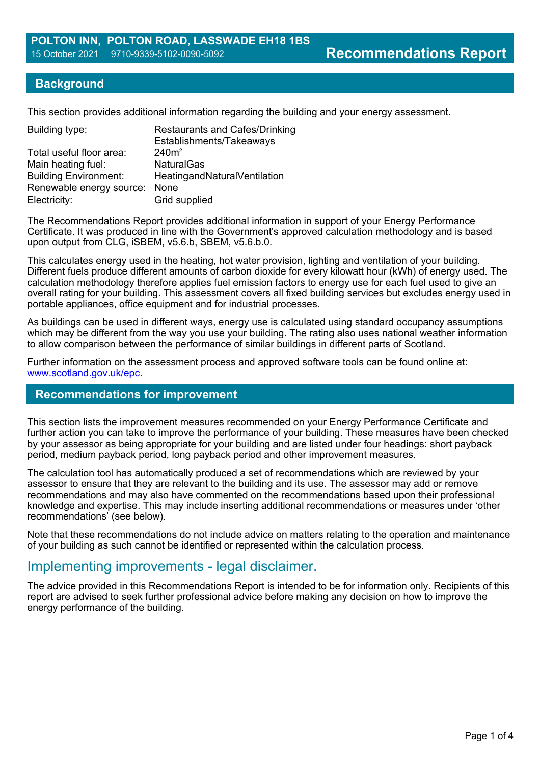**POLTON INN, POLTON ROAD, LASSWADE EH18 1BS**
15 October 2021 9710-9339-5102-0090-5092

# Recommendations Report

## Background

This section provides additional information regarding the building and your energy assessment.

| | |
|---|---|
| Building type: | Restaurants and Cafes/Drinking Establishments/Takeaways |
| Total useful floor area: | 240m$^2$ |
| Main heating fuel: | NaturalGas |
| Building Environment: | HeatingandNaturalVentilation |
| Renewable energy source: | None |
| Electricity: | Grid supplied |

The Recommendations Report provides additional information in support of your Energy Performance Certificate. It was produced in line with the Government's approved calculation methodology and is based upon output from CLG, iSBEM, v5.6.b, SBEM, v5.6.b.0.

This calculates energy used in the heating, hot water provision, lighting and ventilation of your building. Different fuels produce different amounts of carbon dioxide for every kilowatt hour (kWh) of energy used. The calculation methodology therefore applies fuel emission factors to energy use for each fuel used to give an overall rating for your building. This assessment covers all fixed building services but excludes energy used in portable appliances, office equipment and for industrial processes.

As buildings can be used in different ways, energy use is calculated using standard occupancy assumptions which may be different from the way you use your building. The rating also uses national weather information to allow comparison between the performance of similar buildings in different parts of Scotland.

Further information on the assessment process and approved software tools can be found online at: www.scotland.gov.uk/epc.

## Recommendations for improvement

This section lists the improvement measures recommended on your Energy Performance Certificate and further action you can take to improve the performance of your building. These measures have been checked by your assessor as being appropriate for your building and are listed under four headings: short payback period, medium payback period, long payback period and other improvement measures.

The calculation tool has automatically produced a set of recommendations which are reviewed by your assessor to ensure that they are relevant to the building and its use. The assessor may add or remove recommendations and may also have commented on the recommendations based upon their professional knowledge and expertise. This may include inserting additional recommendations or measures under 'other recommendations' (see below).

Note that these recommendations do not include advice on matters relating to the operation and maintenance of your building as such cannot be identified or represented within the calculation process.

## Implementing improvements - legal disclaimer.

The advice provided in this Recommendations Report is intended to be for information only. Recipients of this report are advised to seek further professional advice before making any decision on how to improve the energy performance of the building.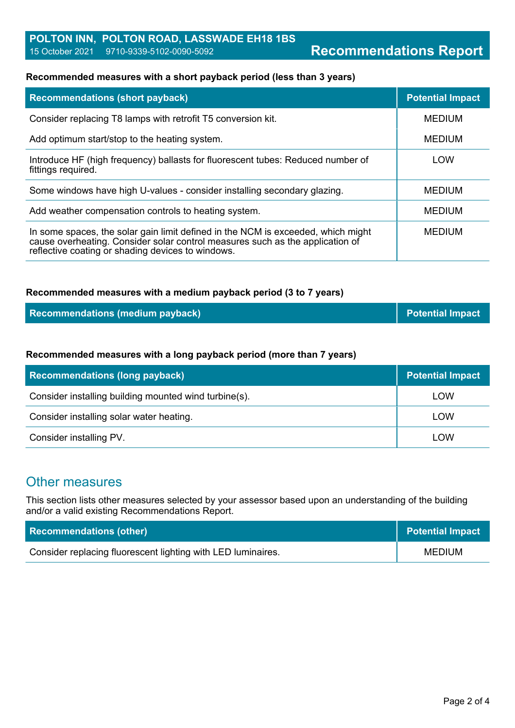**POLTON INN, POLTON ROAD, LASSWADE EH18 1BS**
15 October 2021 9710-9339-5102-0090-5092

# Recommendations Report

**Recommended measures with a short payback period (less than 3 years)**

| Recommendations (short payback) | Potential Impact |
| --- | --- |
| Consider replacing T8 lamps with retrofit T5 conversion kit. | MEDIUM |
| Add optimum start/stop to the heating system. | MEDIUM |
| Introduce HF (high frequency) ballasts for fluorescent tubes: Reduced number of fittings required. | LOW |
| Some windows have high U-values - consider installing secondary glazing. | MEDIUM |
| Add weather compensation controls to heating system. | MEDIUM |
| In some spaces, the solar gain limit defined in the NCM is exceeded, which might cause overheating. Consider solar control measures such as the application of reflective coating or shading devices to windows. | MEDIUM |

**Recommended measures with a medium payback period (3 to 7 years)**

| Recommendations (medium payback) | Potential Impact |
| --- | --- |

**Recommended measures with a long payback period (more than 7 years)**

| Recommendations (long payback) | Potential Impact |
| --- | --- |
| Consider installing building mounted wind turbine(s). | LOW |
| Consider installing solar water heating. | LOW |
| Consider installing PV. | LOW |

## Other measures

This section lists other measures selected by your assessor based upon an understanding of the building and/or a valid existing Recommendations Report.

| Recommendations (other) | Potential Impact |
| --- | --- |
| Consider replacing fluorescent lighting with LED luminaires. | MEDIUM |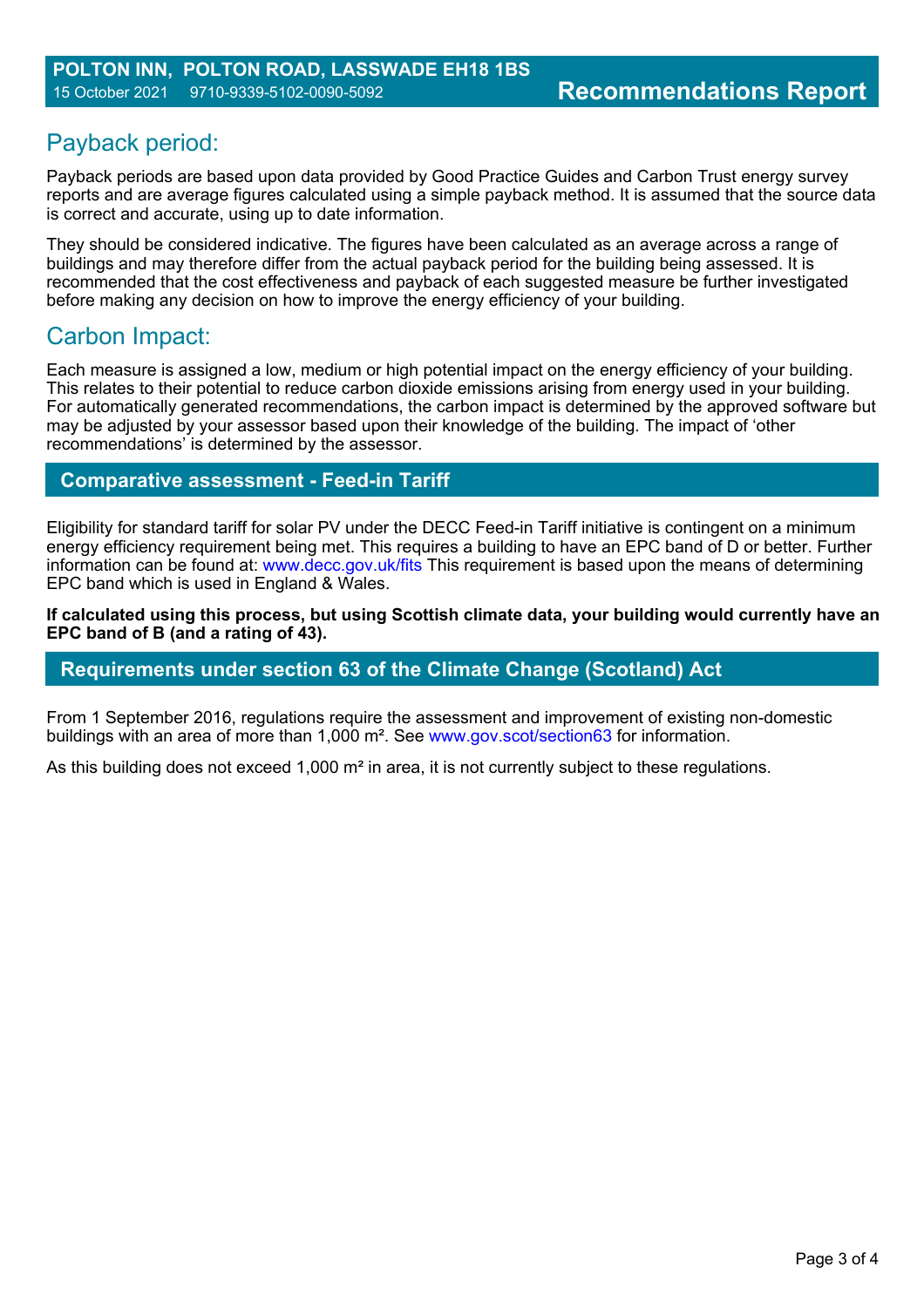## Payback period:

Payback periods are based upon data provided by Good Practice Guides and Carbon Trust energy survey reports and are average figures calculated using a simple payback method. It is assumed that the source data is correct and accurate, using up to date information.

They should be considered indicative. The figures have been calculated as an average across a range of buildings and may therefore differ from the actual payback period for the building being assessed. It is recommended that the cost effectiveness and payback of each suggested measure be further investigated before making any decision on how to improve the energy efficiency of your building.

## Carbon Impact:

Each measure is assigned a low, medium or high potential impact on the energy efficiency of your building. This relates to their potential to reduce carbon dioxide emissions arising from energy used in your building. For automatically generated recommendations, the carbon impact is determined by the approved software but may be adjusted by your assessor based upon their knowledge of the building. The impact of 'other recommendations' is determined by the assessor.

## Comparative assessment - Feed-in Tariff

Eligibility for standard tariff for solar PV under the DECC Feed-in Tariff initiative is contingent on a minimum energy efficiency requirement being met. This requires a building to have an EPC band of D or better. Further information can be found at: www.decc.gov.uk/fits This requirement is based upon the means of determining EPC band which is used in England & Wales.

**If calculated using this process, but using Scottish climate data, your building would currently have an EPC band of B (and a rating of 43).**

## Requirements under section 63 of the Climate Change (Scotland) Act

From 1 September 2016, regulations require the assessment and improvement of existing non-domestic buildings with an area of more than 1,000 m². See www.gov.scot/section63 for information.

As this building does not exceed 1,000 m² in area, it is not currently subject to these regulations.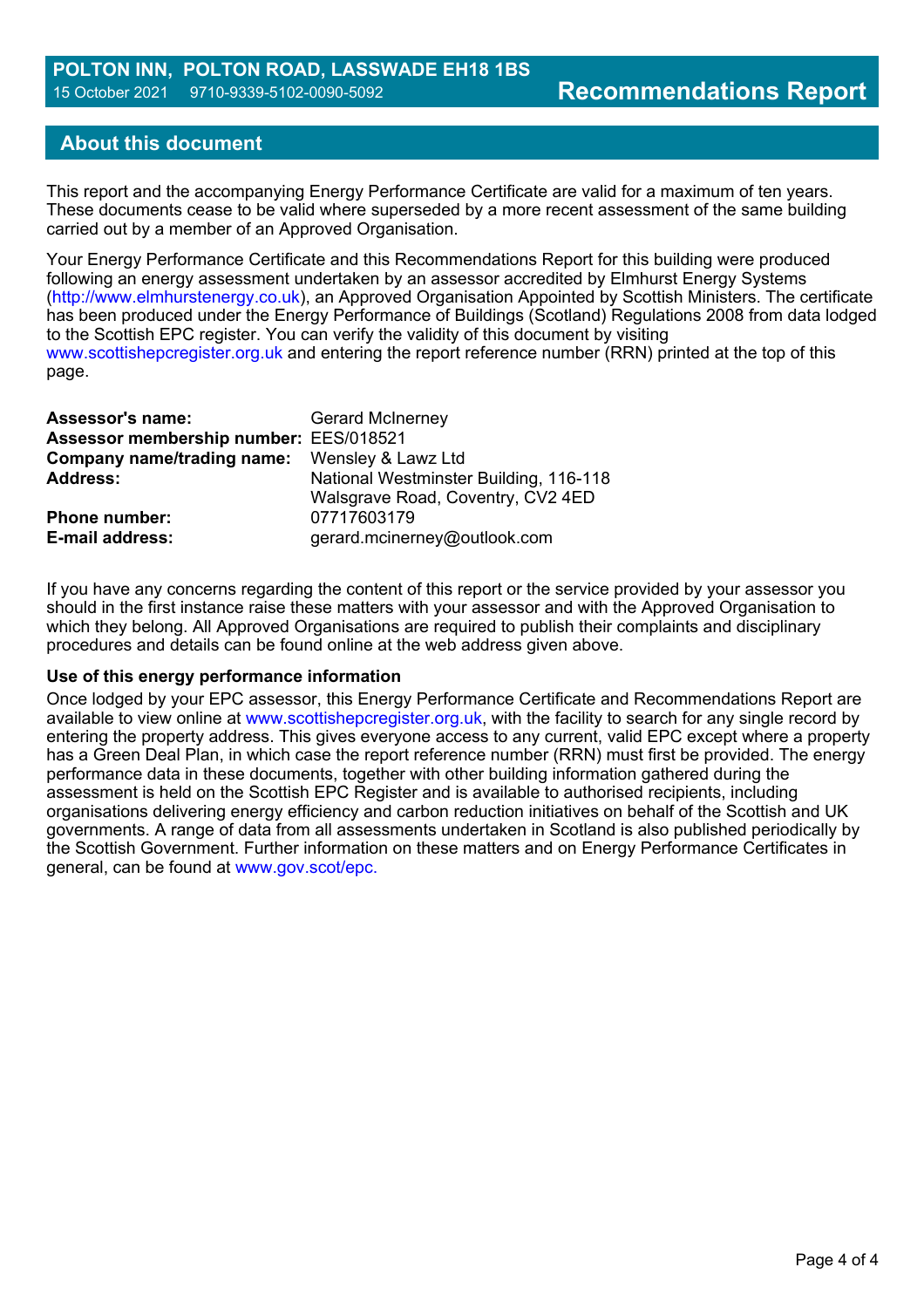## About this document

This report and the accompanying Energy Performance Certificate are valid for a maximum of ten years. These documents cease to be valid where superseded by a more recent assessment of the same building carried out by a member of an Approved Organisation.

Your Energy Performance Certificate and this Recommendations Report for this building were produced following an energy assessment undertaken by an assessor accredited by Elmhurst Energy Systems (http://www.elmhurstenergy.co.uk), an Approved Organisation Appointed by Scottish Ministers. The certificate has been produced under the Energy Performance of Buildings (Scotland) Regulations 2008 from data lodged to the Scottish EPC register. You can verify the validity of this document by visiting www.scottishepcregister.org.uk and entering the report reference number (RRN) printed at the top of this page.

| | |
|---|---|
| **Assessor's name:** | Gerard McInerney |
| **Assessor membership number:** | EES/018521 |
| **Company name/trading name:** | Wensley & Lawz Ltd |
| **Address:** | National Westminster Building, 116-118 Walsgrave Road, Coventry, CV2 4ED |
| **Phone number:** | 07717603179 |
| **E-mail address:** | gerard.mcinerney@outlook.com |

If you have any concerns regarding the content of this report or the service provided by your assessor you should in the first instance raise these matters with your assessor and with the Approved Organisation to which they belong. All Approved Organisations are required to publish their complaints and disciplinary procedures and details can be found online at the web address given above.

**Use of this energy performance information**

Once lodged by your EPC assessor, this Energy Performance Certificate and Recommendations Report are available to view online at www.scottishepcregister.org.uk, with the facility to search for any single record by entering the property address. This gives everyone access to any current, valid EPC except where a property has a Green Deal Plan, in which case the report reference number (RRN) must first be provided. The energy performance data in these documents, together with other building information gathered during the assessment is held on the Scottish EPC Register and is available to authorised recipients, including organisations delivering energy efficiency and carbon reduction initiatives on behalf of the Scottish and UK governments. A range of data from all assessments undertaken in Scotland is also published periodically by the Scottish Government. Further information on these matters and on Energy Performance Certificates in general, can be found at www.gov.scot/epc.